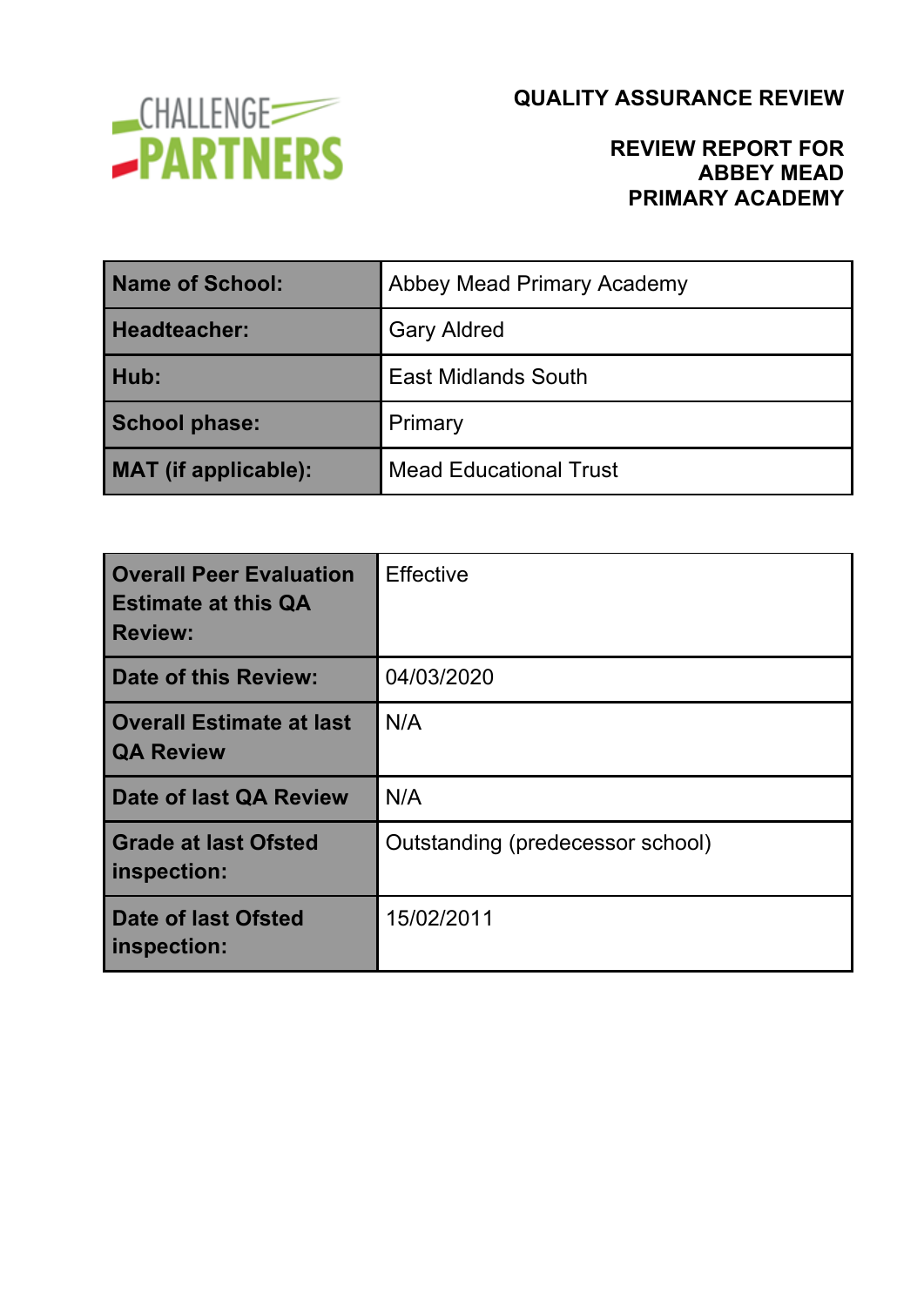CHALLENGE PARTNERS

# QUALITY ASSURANCE REVIEW

## REVIEW REPORT FOR ABBEY MEAD PRIMARY ACADEMY

| | |
|---|---|
| **Name of School:** | Abbey Mead Primary Academy |
| **Headteacher:** | Gary Aldred |
| **Hub:** | East Midlands South |
| **School phase:** | Primary |
| **MAT (if applicable):** | Mead Educational Trust |

| | |
|---|---|
| **Overall Peer Evaluation Estimate at this QA Review:** | Effective |
| **Date of this Review:** | 04/03/2020 |
| **Overall Estimate at last QA Review** | N/A |
| **Date of last QA Review** | N/A |
| **Grade at last Ofsted inspection:** | Outstanding (predecessor school) |
| **Date of last Ofsted inspection:** | 15/02/2011 |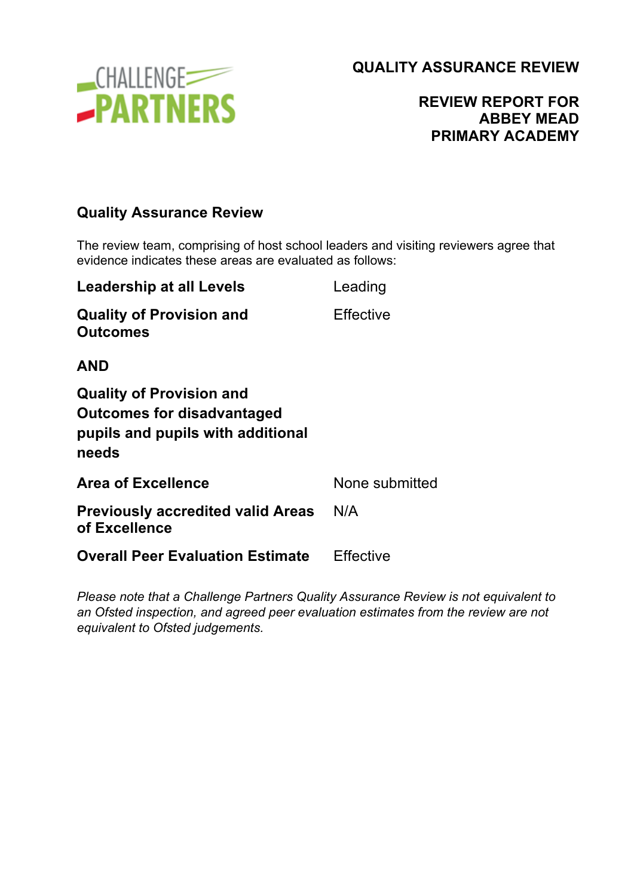**QUALITY ASSURANCE REVIEW**

**REVIEW REPORT FOR ABBEY MEAD PRIMARY ACADEMY**

## Quality Assurance Review

The review team, comprising of host school leaders and visiting reviewers agree that evidence indicates these areas are evaluated as follows:

| | |
|---|---|
| **Leadership at all Levels** | Leading |
| **Quality of Provision and Outcomes** | Effective |
| **AND** | |
| **Quality of Provision and Outcomes for disadvantaged pupils and pupils with additional needs** | |
| **Area of Excellence** | None submitted |
| **Previously accredited valid Areas of Excellence** | N/A |
| **Overall Peer Evaluation Estimate** | Effective |

*Please note that a Challenge Partners Quality Assurance Review is not equivalent to an Ofsted inspection, and agreed peer evaluation estimates from the review are not equivalent to Ofsted judgements.*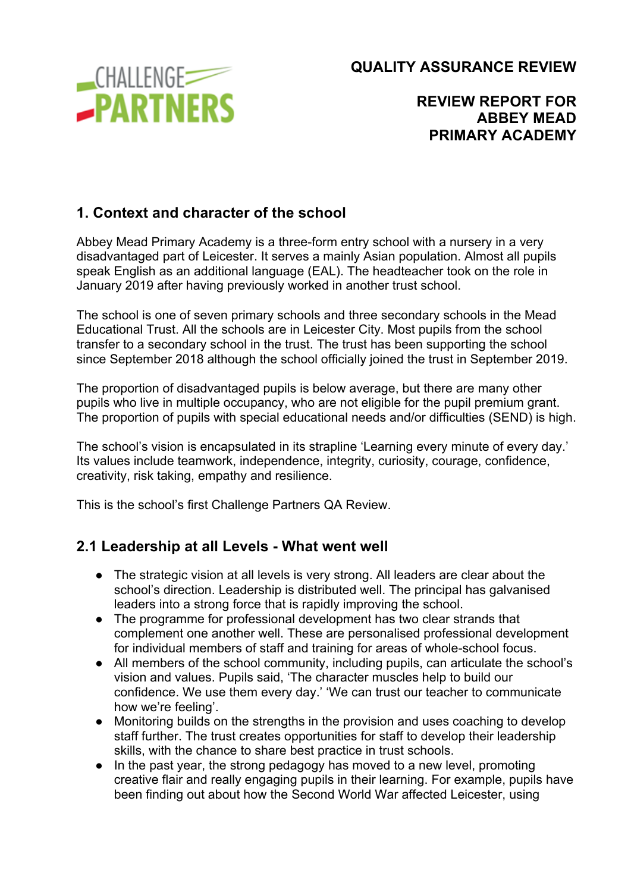**QUALITY ASSURANCE REVIEW**

**REVIEW REPORT FOR ABBEY MEAD PRIMARY ACADEMY**

## 1. Context and character of the school

Abbey Mead Primary Academy is a three-form entry school with a nursery in a very disadvantaged part of Leicester. It serves a mainly Asian population. Almost all pupils speak English as an additional language (EAL). The headteacher took on the role in January 2019 after having previously worked in another trust school.

The school is one of seven primary schools and three secondary schools in the Mead Educational Trust. All the schools are in Leicester City. Most pupils from the school transfer to a secondary school in the trust. The trust has been supporting the school since September 2018 although the school officially joined the trust in September 2019.

The proportion of disadvantaged pupils is below average, but there are many other pupils who live in multiple occupancy, who are not eligible for the pupil premium grant. The proportion of pupils with special educational needs and/or difficulties (SEND) is high.

The school's vision is encapsulated in its strapline 'Learning every minute of every day.' Its values include teamwork, independence, integrity, curiosity, courage, confidence, creativity, risk taking, empathy and resilience.

This is the school's first Challenge Partners QA Review.

## 2.1 Leadership at all Levels - What went well

- The strategic vision at all levels is very strong. All leaders are clear about the school's direction. Leadership is distributed well. The principal has galvanised leaders into a strong force that is rapidly improving the school.
- The programme for professional development has two clear strands that complement one another well. These are personalised professional development for individual members of staff and training for areas of whole-school focus.
- All members of the school community, including pupils, can articulate the school's vision and values. Pupils said, 'The character muscles help to build our confidence. We use them every day.' 'We can trust our teacher to communicate how we're feeling'.
- Monitoring builds on the strengths in the provision and uses coaching to develop staff further. The trust creates opportunities for staff to develop their leadership skills, with the chance to share best practice in trust schools.
- In the past year, the strong pedagogy has moved to a new level, promoting creative flair and really engaging pupils in their learning. For example, pupils have been finding out about how the Second World War affected Leicester, using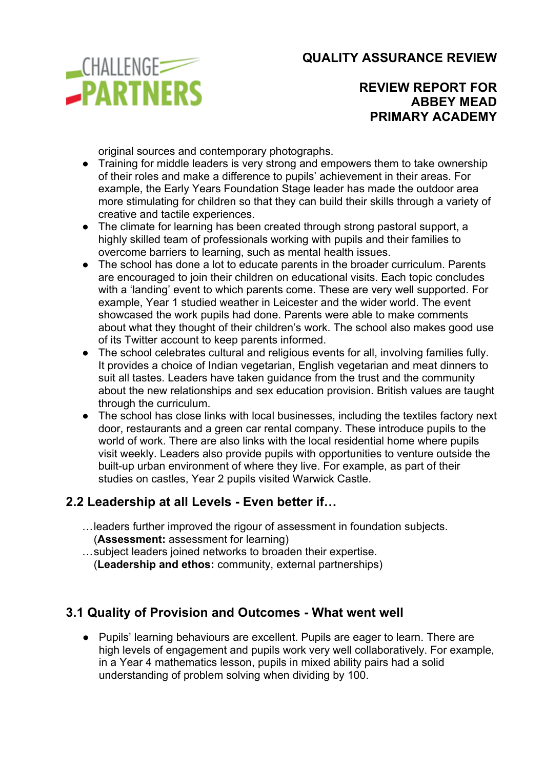original sources and contemporary photographs.

- Training for middle leaders is very strong and empowers them to take ownership of their roles and make a difference to pupils' achievement in their areas. For example, the Early Years Foundation Stage leader has made the outdoor area more stimulating for children so that they can build their skills through a variety of creative and tactile experiences.
- The climate for learning has been created through strong pastoral support, a highly skilled team of professionals working with pupils and their families to overcome barriers to learning, such as mental health issues.
- The school has done a lot to educate parents in the broader curriculum. Parents are encouraged to join their children on educational visits. Each topic concludes with a 'landing' event to which parents come. These are very well supported. For example, Year 1 studied weather in Leicester and the wider world. The event showcased the work pupils had done. Parents were able to make comments about what they thought of their children's work. The school also makes good use of its Twitter account to keep parents informed.
- The school celebrates cultural and religious events for all, involving families fully. It provides a choice of Indian vegetarian, English vegetarian and meat dinners to suit all tastes. Leaders have taken guidance from the trust and the community about the new relationships and sex education provision. British values are taught through the curriculum.
- The school has close links with local businesses, including the textiles factory next door, restaurants and a green car rental company. These introduce pupils to the world of work. There are also links with the local residential home where pupils visit weekly. Leaders also provide pupils with opportunities to venture outside the built-up urban environment of where they live. For example, as part of their studies on castles, Year 2 pupils visited Warwick Castle.

## 2.2 Leadership at all Levels - Even better if…

…leaders further improved the rigour of assessment in foundation subjects. (**Assessment:** assessment for learning)

…subject leaders joined networks to broaden their expertise. (**Leadership and ethos:** community, external partnerships)

## 3.1 Quality of Provision and Outcomes - What went well

- Pupils' learning behaviours are excellent. Pupils are eager to learn. There are high levels of engagement and pupils work very well collaboratively. For example, in a Year 4 mathematics lesson, pupils in mixed ability pairs had a solid understanding of problem solving when dividing by 100.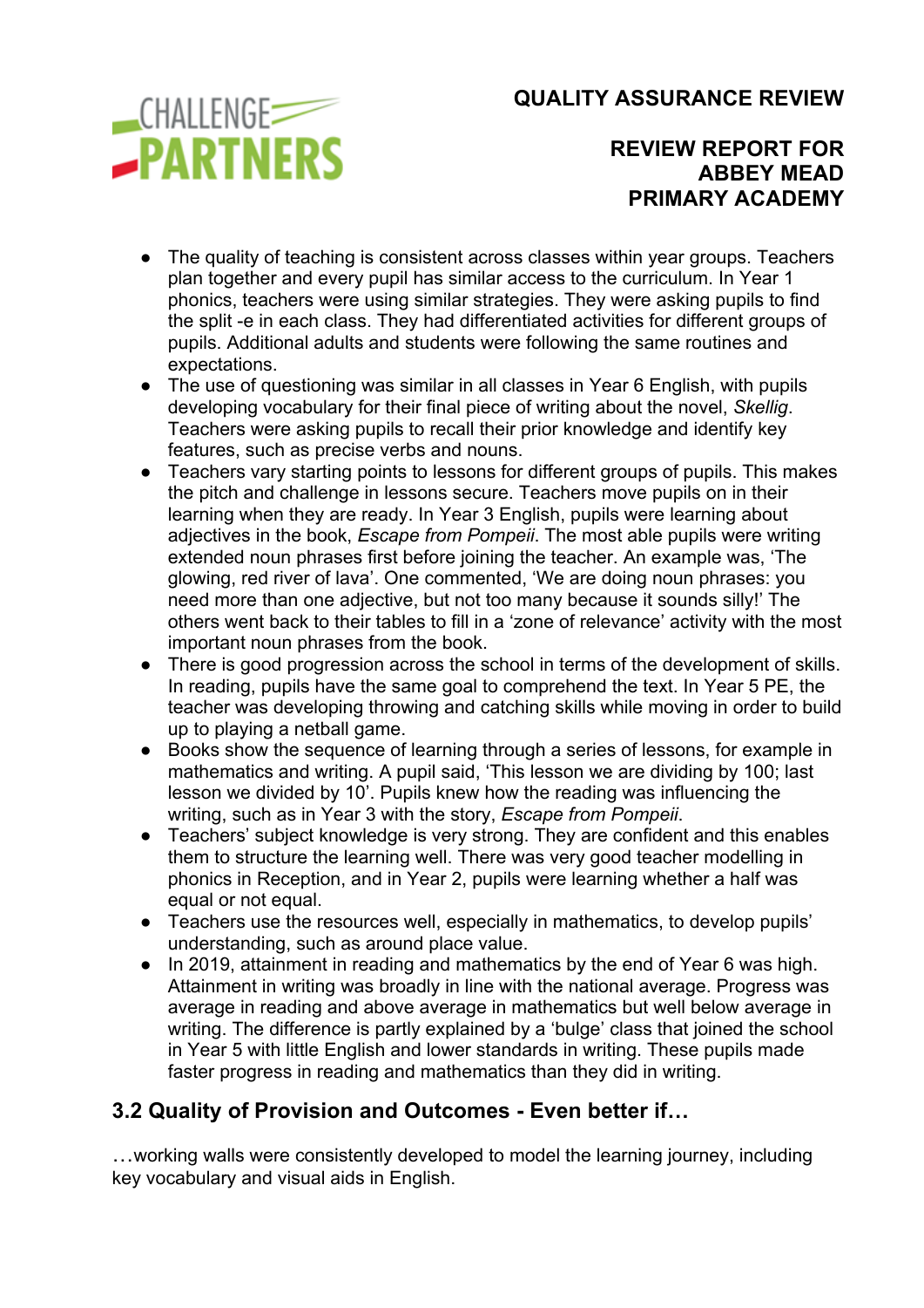- The quality of teaching is consistent across classes within year groups. Teachers plan together and every pupil has similar access to the curriculum. In Year 1 phonics, teachers were using similar strategies. They were asking pupils to find the split -e in each class. They had differentiated activities for different groups of pupils. Additional adults and students were following the same routines and expectations.
- The use of questioning was similar in all classes in Year 6 English, with pupils developing vocabulary for their final piece of writing about the novel, *Skellig*. Teachers were asking pupils to recall their prior knowledge and identify key features, such as precise verbs and nouns.
- Teachers vary starting points to lessons for different groups of pupils. This makes the pitch and challenge in lessons secure. Teachers move pupils on in their learning when they are ready. In Year 3 English, pupils were learning about adjectives in the book, *Escape from Pompeii*. The most able pupils were writing extended noun phrases first before joining the teacher. An example was, 'The glowing, red river of lava'. One commented, 'We are doing noun phrases: you need more than one adjective, but not too many because it sounds silly!' The others went back to their tables to fill in a 'zone of relevance' activity with the most important noun phrases from the book.
- There is good progression across the school in terms of the development of skills. In reading, pupils have the same goal to comprehend the text. In Year 5 PE, the teacher was developing throwing and catching skills while moving in order to build up to playing a netball game.
- Books show the sequence of learning through a series of lessons, for example in mathematics and writing. A pupil said, 'This lesson we are dividing by 100; last lesson we divided by 10'. Pupils knew how the reading was influencing the writing, such as in Year 3 with the story, *Escape from Pompeii*.
- Teachers' subject knowledge is very strong. They are confident and this enables them to structure the learning well. There was very good teacher modelling in phonics in Reception, and in Year 2, pupils were learning whether a half was equal or not equal.
- Teachers use the resources well, especially in mathematics, to develop pupils' understanding, such as around place value.
- In 2019, attainment in reading and mathematics by the end of Year 6 was high. Attainment in writing was broadly in line with the national average. Progress was average in reading and above average in mathematics but well below average in writing. The difference is partly explained by a 'bulge' class that joined the school in Year 5 with little English and lower standards in writing. These pupils made faster progress in reading and mathematics than they did in writing.

## 3.2 Quality of Provision and Outcomes - Even better if…

…working walls were consistently developed to model the learning journey, including key vocabulary and visual aids in English.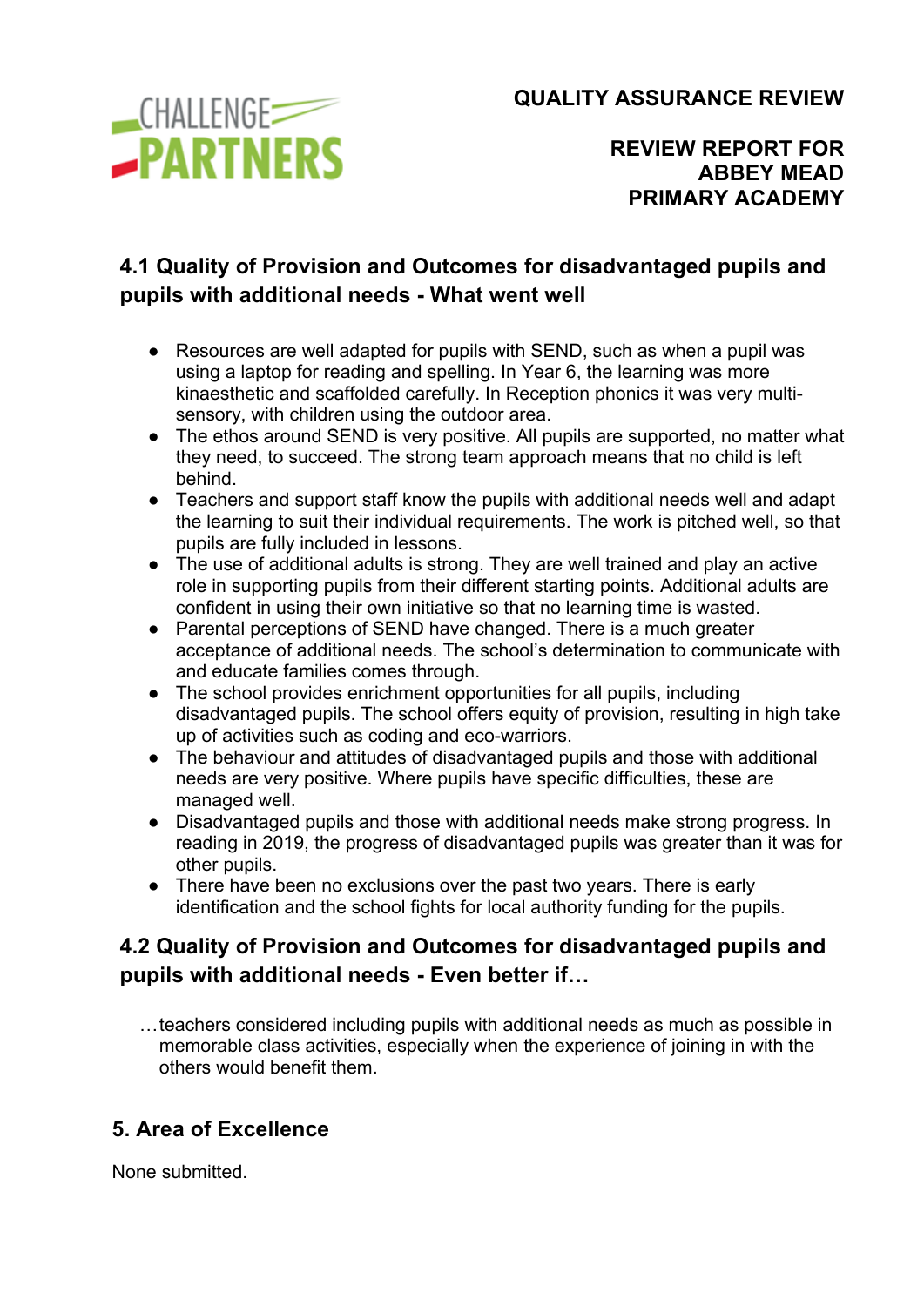## 4.1 Quality of Provision and Outcomes for disadvantaged pupils and pupils with additional needs - What went well

- Resources are well adapted for pupils with SEND, such as when a pupil was using a laptop for reading and spelling. In Year 6, the learning was more kinaesthetic and scaffolded carefully. In Reception phonics it was very multi-sensory, with children using the outdoor area.
- The ethos around SEND is very positive. All pupils are supported, no matter what they need, to succeed. The strong team approach means that no child is left behind.
- Teachers and support staff know the pupils with additional needs well and adapt the learning to suit their individual requirements. The work is pitched well, so that pupils are fully included in lessons.
- The use of additional adults is strong. They are well trained and play an active role in supporting pupils from their different starting points. Additional adults are confident in using their own initiative so that no learning time is wasted.
- Parental perceptions of SEND have changed. There is a much greater acceptance of additional needs. The school's determination to communicate with and educate families comes through.
- The school provides enrichment opportunities for all pupils, including disadvantaged pupils. The school offers equity of provision, resulting in high take up of activities such as coding and eco-warriors.
- The behaviour and attitudes of disadvantaged pupils and those with additional needs are very positive. Where pupils have specific difficulties, these are managed well.
- Disadvantaged pupils and those with additional needs make strong progress. In reading in 2019, the progress of disadvantaged pupils was greater than it was for other pupils.
- There have been no exclusions over the past two years. There is early identification and the school fights for local authority funding for the pupils.

## 4.2 Quality of Provision and Outcomes for disadvantaged pupils and pupils with additional needs - Even better if…

…teachers considered including pupils with additional needs as much as possible in memorable class activities, especially when the experience of joining in with the others would benefit them.

## 5. Area of Excellence

None submitted.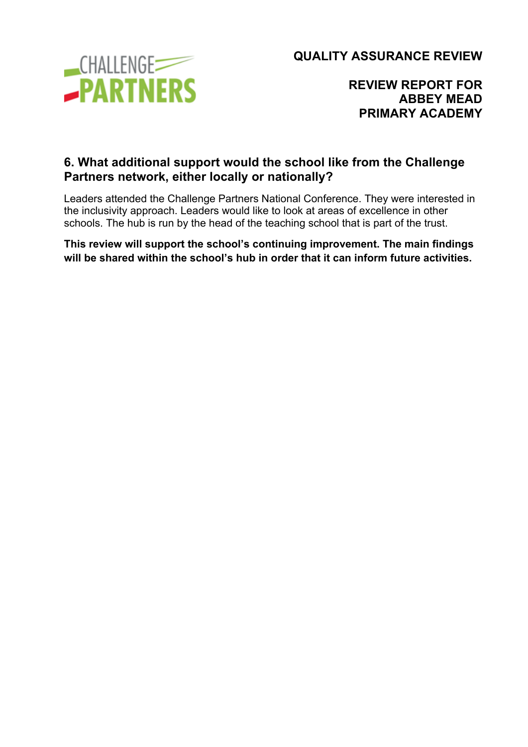## 6. What additional support would the school like from the Challenge Partners network, either locally or nationally?

Leaders attended the Challenge Partners National Conference. They were interested in the inclusivity approach. Leaders would like to look at areas of excellence in other schools. The hub is run by the head of the teaching school that is part of the trust.

**This review will support the school's continuing improvement. The main findings will be shared within the school's hub in order that it can inform future activities.**